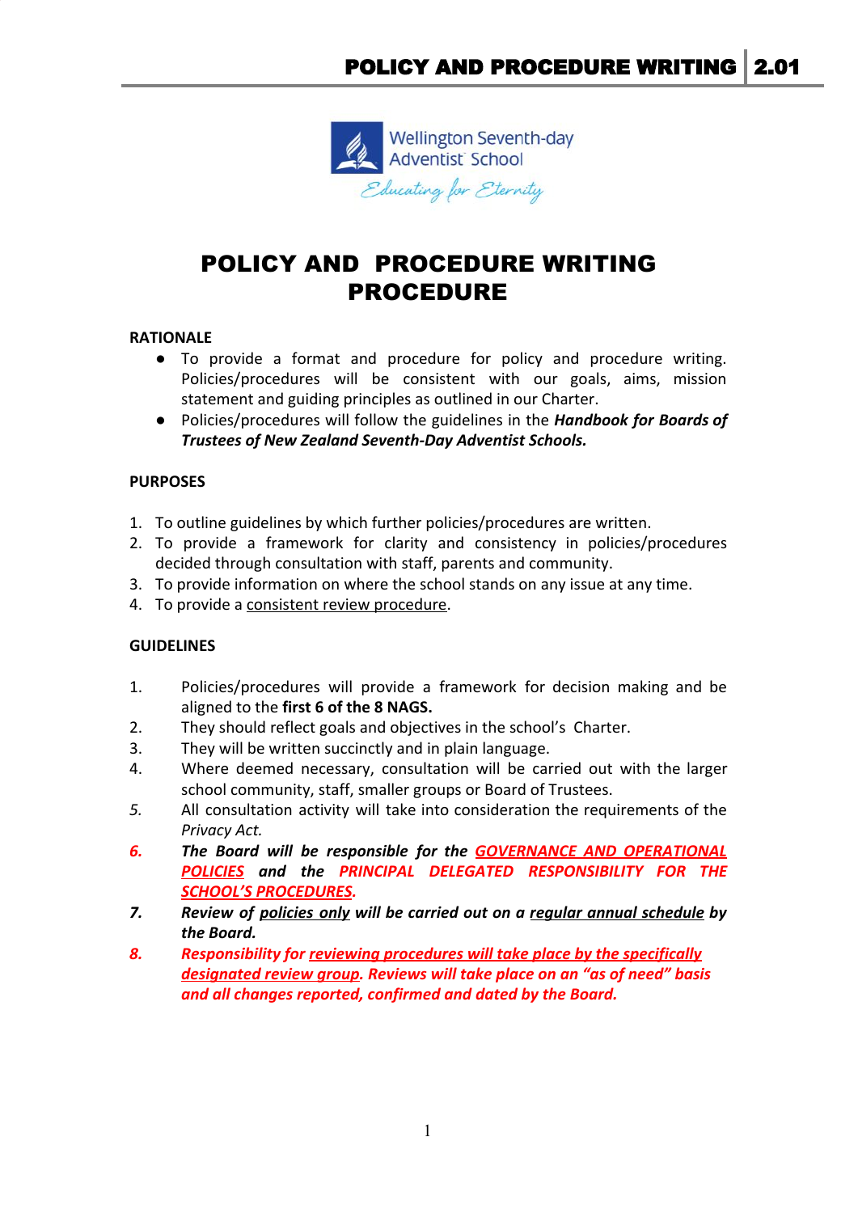Wellington Seventh-day Adventist School

*Educating for Eternity*

# POLICY AND PROCEDURE WRITING PROCEDURE

**RATIONALE**

- To provide a format and procedure for policy and procedure writing. Policies/procedures will be consistent with our goals, aims, mission statement and guiding principles as outlined in our Charter.
- Policies/procedures will follow the guidelines in the ***Handbook for Boards of Trustees of New Zealand Seventh-Day Adventist Schools.***

**PURPOSES**

1. To outline guidelines by which further policies/procedures are written.
2. To provide a framework for clarity and consistency in policies/procedures decided through consultation with staff, parents and community.
3. To provide information on where the school stands on any issue at any time.
4. To provide a <u>consistent review procedure</u>.

**GUIDELINES**

1. Policies/procedures will provide a framework for decision making and be aligned to the **first 6 of the 8 NAGS.**
2. They should reflect goals and objectives in the school's Charter.
3. They will be written succinctly and in plain language.
4. Where deemed necessary, consultation will be carried out with the larger school community, staff, smaller groups or Board of Trustees.
5. All consultation activity will take into consideration the requirements of the *Privacy Act.*
6. ***The Board will be responsible for the <u>GOVERNANCE AND OPERATIONAL POLICIES</u> and the PRINCIPAL DELEGATED RESPONSIBILITY FOR THE <u>SCHOOL'S PROCEDURES</u>.***
7. ***Review of <u>policies only</u> will be carried out on a <u>regular annual schedule</u> by the Board.***
8. ***Responsibility for <u>reviewing procedures will take place by the specifically designated review group</u>. Reviews will take place on an "as of need" basis and all changes reported, confirmed and dated by the Board.***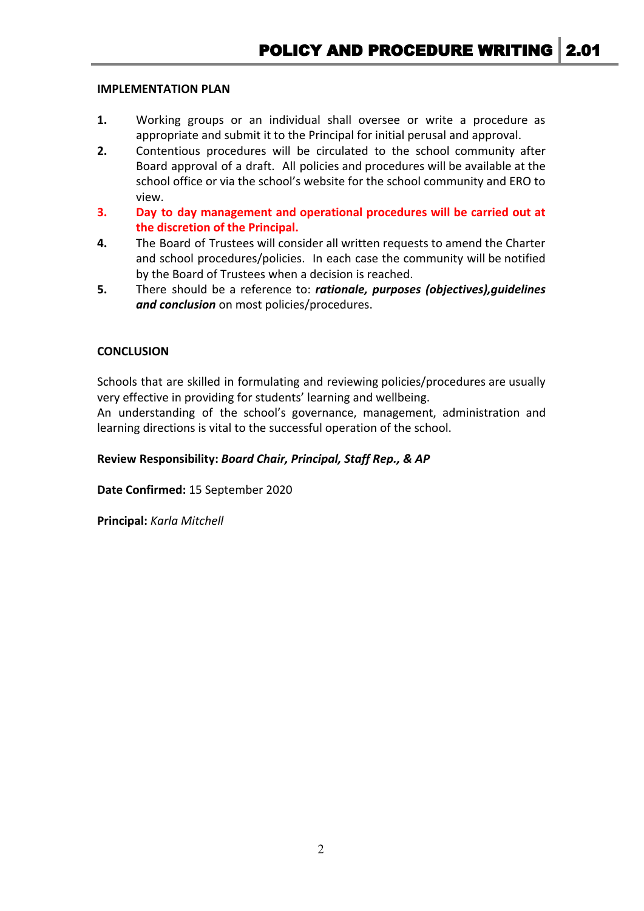**IMPLEMENTATION PLAN**

1. Working groups or an individual shall oversee or write a procedure as appropriate and submit it to the Principal for initial perusal and approval.
2. Contentious procedures will be circulated to the school community after Board approval of a draft. All policies and procedures will be available at the school office or via the school's website for the school community and ERO to view.
3. **Day to day management and operational procedures will be carried out at the discretion of the Principal.**
4. The Board of Trustees will consider all written requests to amend the Charter and school procedures/policies. In each case the community will be notified by the Board of Trustees when a decision is reached.
5. There should be a reference to: ***rationale, purposes (objectives),guidelines and conclusion*** on most policies/procedures.

**CONCLUSION**

Schools that are skilled in formulating and reviewing policies/procedures are usually very effective in providing for students' learning and wellbeing.
An understanding of the school's governance, management, administration and learning directions is vital to the successful operation of the school.

**Review Responsibility:** ***Board Chair, Principal, Staff Rep., & AP***

**Date Confirmed:** 15 September 2020

**Principal:** *Karla Mitchell*